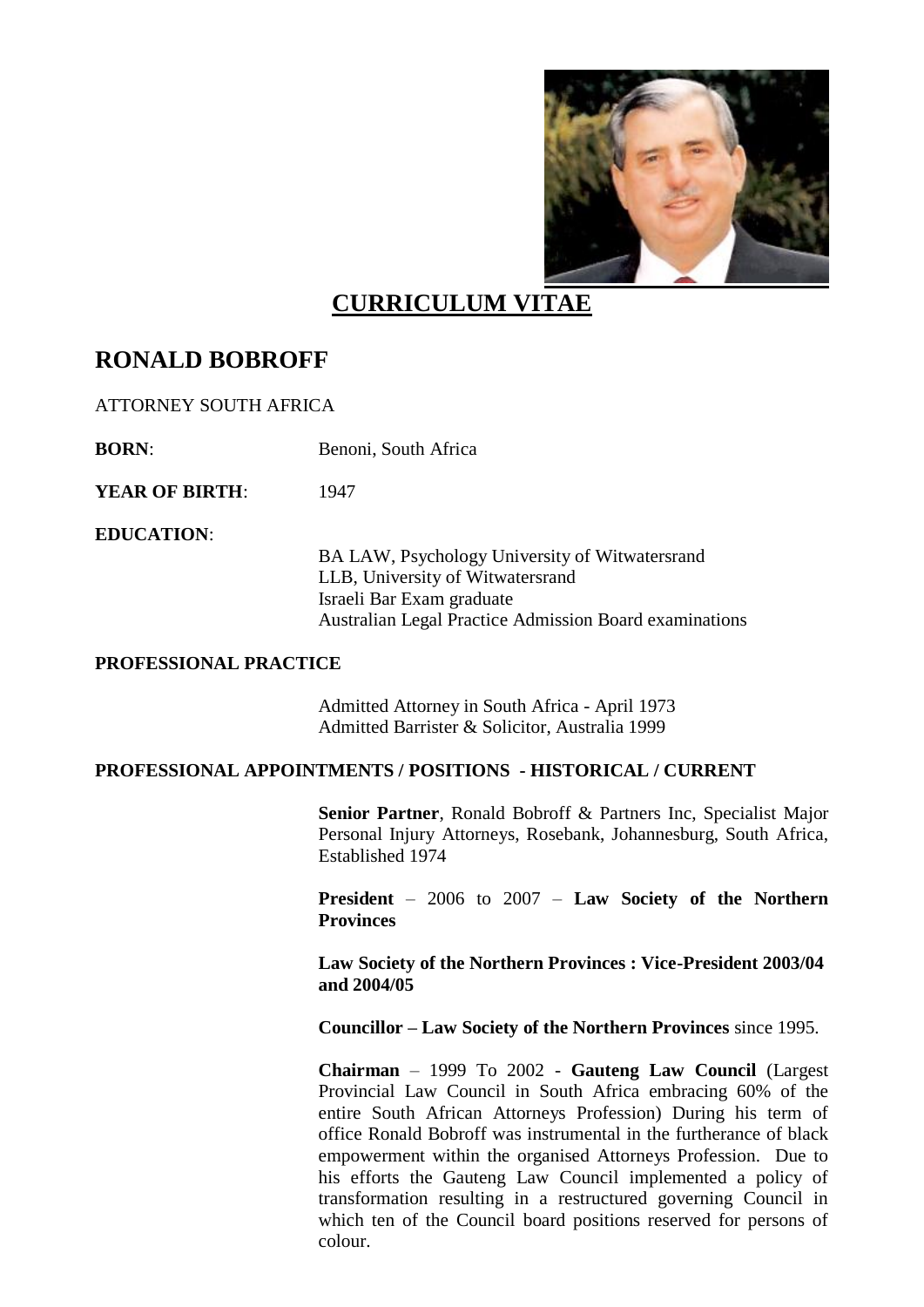# CURRICULUM VITAE

## RONALD BOBROFF

ATTORNEY SOUTH AFRICA

**BORN**: Benoni, South Africa

**YEAR OF BIRTH**: 1947

**EDUCATION**:

BA LAW, Psychology University of Witwatersrand
LLB, University of Witwatersrand
Israeli Bar Exam graduate
Australian Legal Practice Admission Board examinations

**PROFESSIONAL PRACTICE**

Admitted Attorney in South Africa - April 1973
Admitted Barrister & Solicitor, Australia 1999

**PROFESSIONAL APPOINTMENTS / POSITIONS - HISTORICAL / CURRENT**

**Senior Partner**, Ronald Bobroff & Partners Inc, Specialist Major Personal Injury Attorneys, Rosebank, Johannesburg, South Africa, Established 1974

**President** – 2006 to 2007 – **Law Society of the Northern Provinces**

**Law Society of the Northern Provinces : Vice-President 2003/04 and 2004/05**

**Councillor – Law Society of the Northern Provinces** since 1995.

**Chairman** – 1999 To 2002 - **Gauteng Law Council** (Largest Provincial Law Council in South Africa embracing 60% of the entire South African Attorneys Profession) During his term of office Ronald Bobroff was instrumental in the furtherance of black empowerment within the organised Attorneys Profession. Due to his efforts the Gauteng Law Council implemented a policy of transformation resulting in a restructured governing Council in which ten of the Council board positions reserved for persons of colour.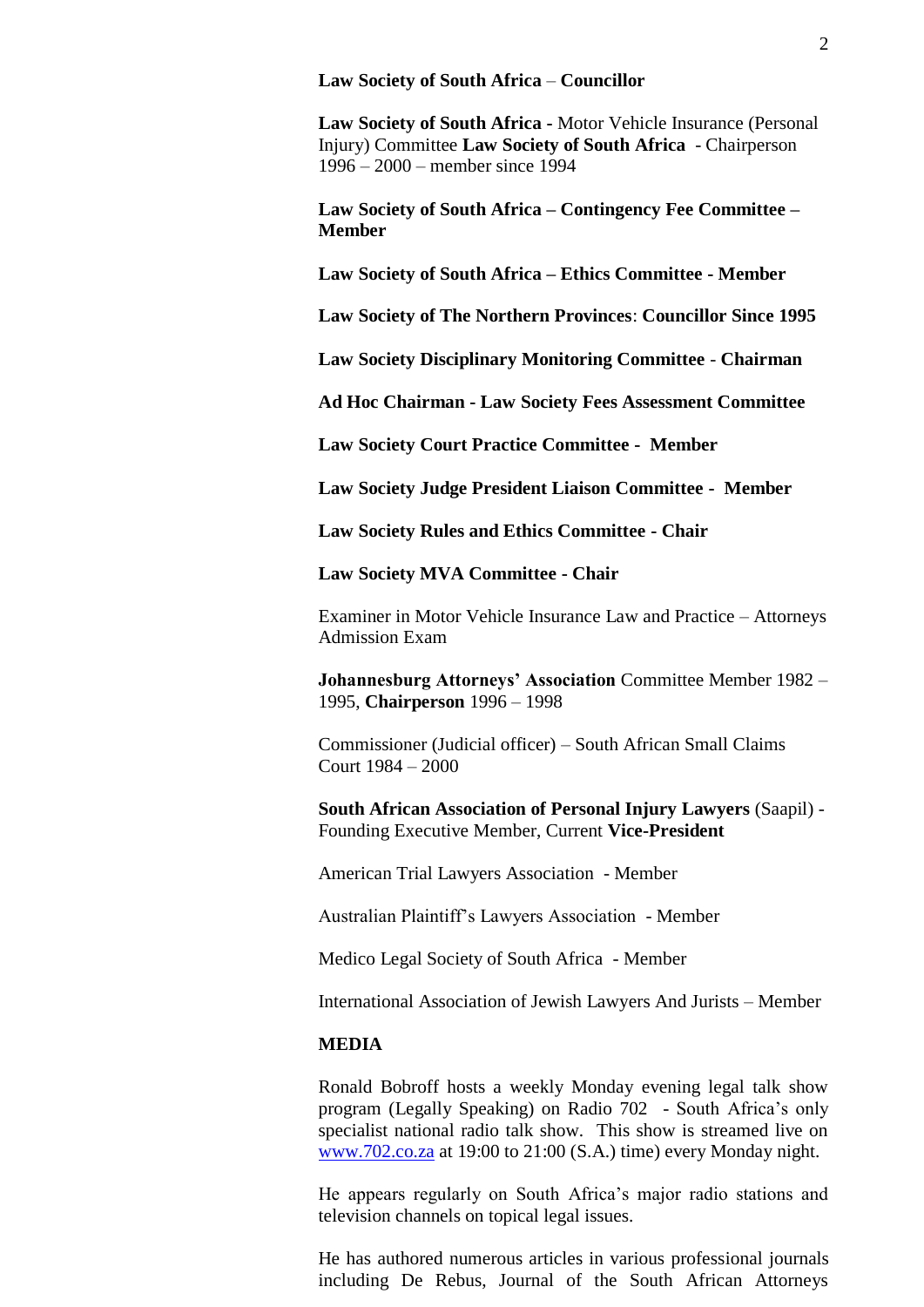**Law Society of South Africa** – **Councillor**

**Law Society of South Africa** - Motor Vehicle Insurance (Personal Injury) Committee **Law Society of South Africa** - Chairperson 1996 – 2000 – member since 1994

**Law Society of South Africa – Contingency Fee Committee – Member**

**Law Society of South Africa – Ethics Committee - Member**

**Law Society of The Northern Provinces**: **Councillor Since 1995**

**Law Society Disciplinary Monitoring Committee - Chairman**

**Ad Hoc Chairman - Law Society Fees Assessment Committee**

**Law Society Court Practice Committee - Member**

**Law Society Judge President Liaison Committee - Member**

**Law Society Rules and Ethics Committee - Chair**

**Law Society MVA Committee - Chair**

Examiner in Motor Vehicle Insurance Law and Practice – Attorneys Admission Exam

**Johannesburg Attorneys' Association** Committee Member 1982 – 1995, **Chairperson** 1996 – 1998

Commissioner (Judicial officer) – South African Small Claims Court 1984 – 2000

**South African Association of Personal Injury Lawyers** (Saapil) - Founding Executive Member, Current **Vice-President**

American Trial Lawyers Association - Member

Australian Plaintiff's Lawyers Association - Member

Medico Legal Society of South Africa - Member

International Association of Jewish Lawyers And Jurists – Member

**MEDIA**

Ronald Bobroff hosts a weekly Monday evening legal talk show program (Legally Speaking) on Radio 702 - South Africa's only specialist national radio talk show. This show is streamed live on www.702.co.za at 19:00 to 21:00 (S.A.) time) every Monday night.

He appears regularly on South Africa's major radio stations and television channels on topical legal issues.

He has authored numerous articles in various professional journals including De Rebus, Journal of the South African Attorneys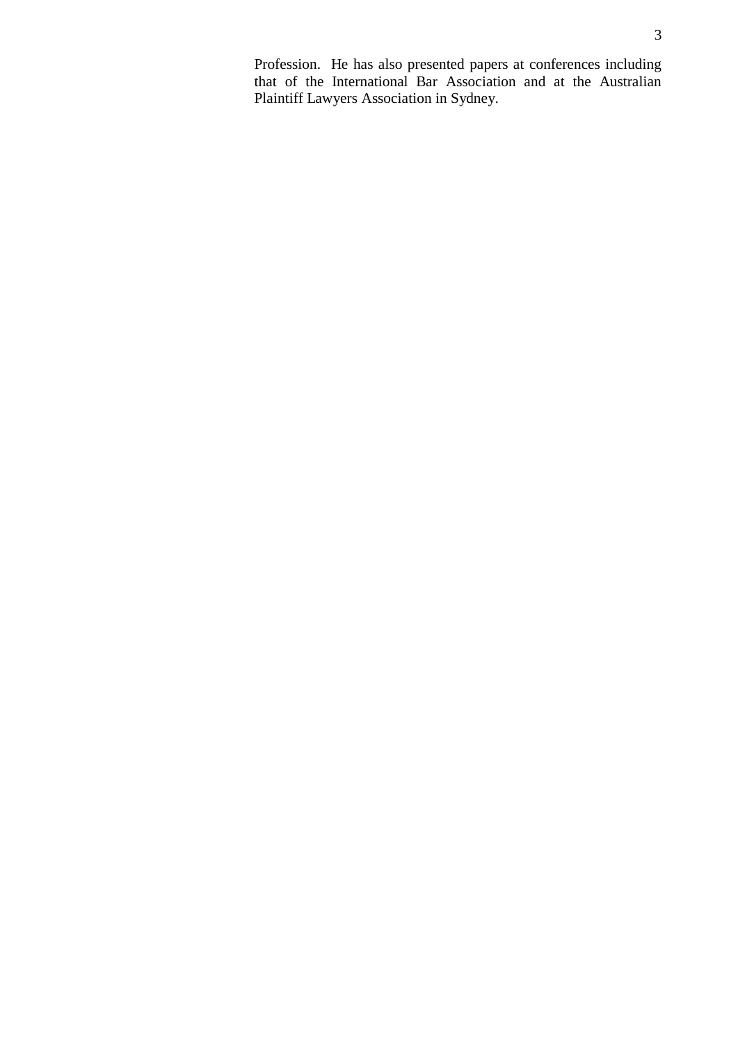Profession. He has also presented papers at conferences including that of the International Bar Association and at the Australian Plaintiff Lawyers Association in Sydney.